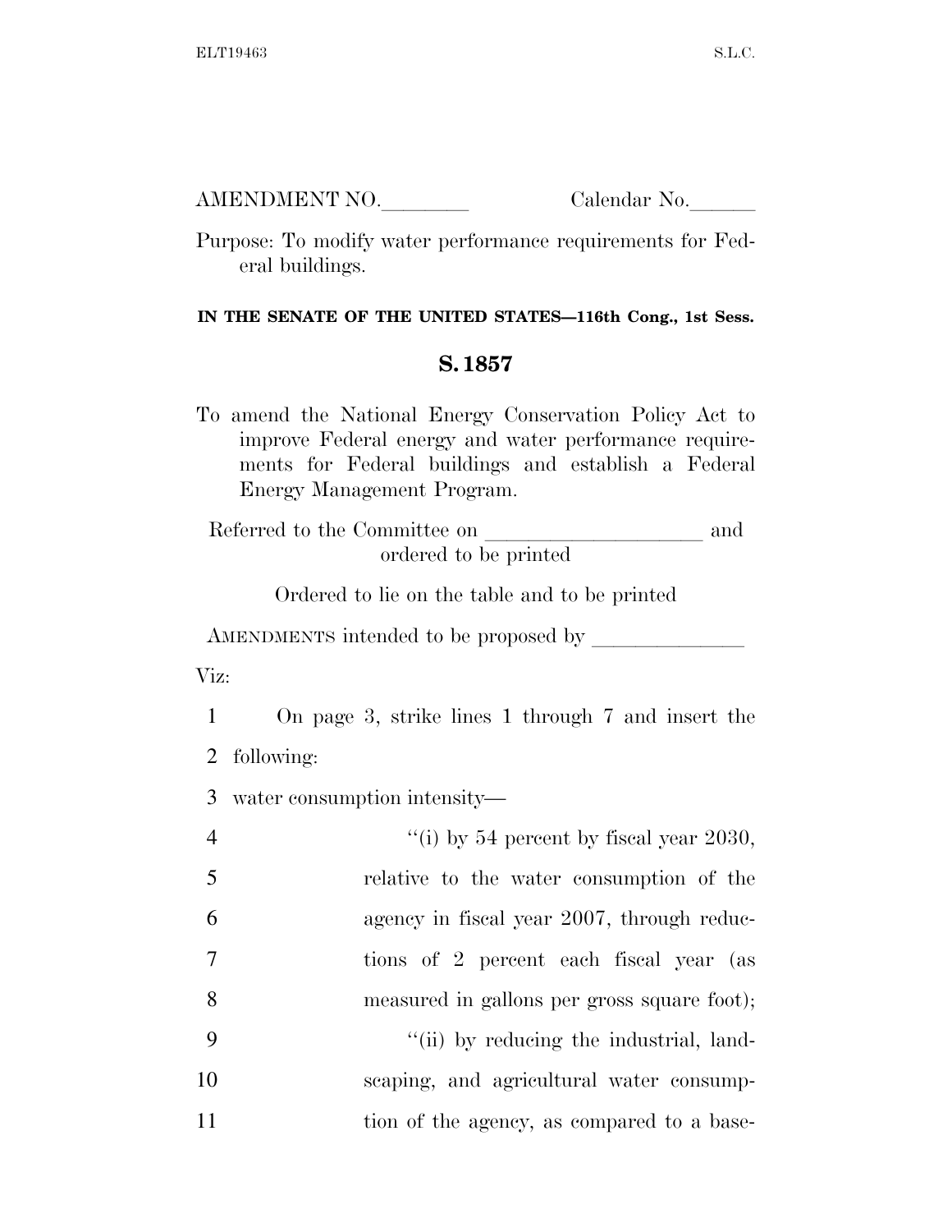AMENDMENT NO.________ Calendar No.______

Purpose: To modify water performance requirements for Federal buildings.

**IN THE SENATE OF THE UNITED STATES—116th Cong., 1st Sess.**

## S. 1857

To amend the National Energy Conservation Policy Act to improve Federal energy and water performance requirements for Federal buildings and establish a Federal Energy Management Program.

Referred to the Committee on ____________________ and ordered to be printed

Ordered to lie on the table and to be printed

AMENDMENTS intended to be proposed by ______________

Viz:

1 On page 3, strike lines 1 through 7 and insert the
2 following:
3 water consumption intensity—
4 "(i) by 54 percent by fiscal year 2030,
5 relative to the water consumption of the
6 agency in fiscal year 2007, through reduc-
7 tions of 2 percent each fiscal year (as
8 measured in gallons per gross square foot);
9 "(ii) by reducing the industrial, land-
10 scaping, and agricultural water consump-
11 tion of the agency, as compared to a base-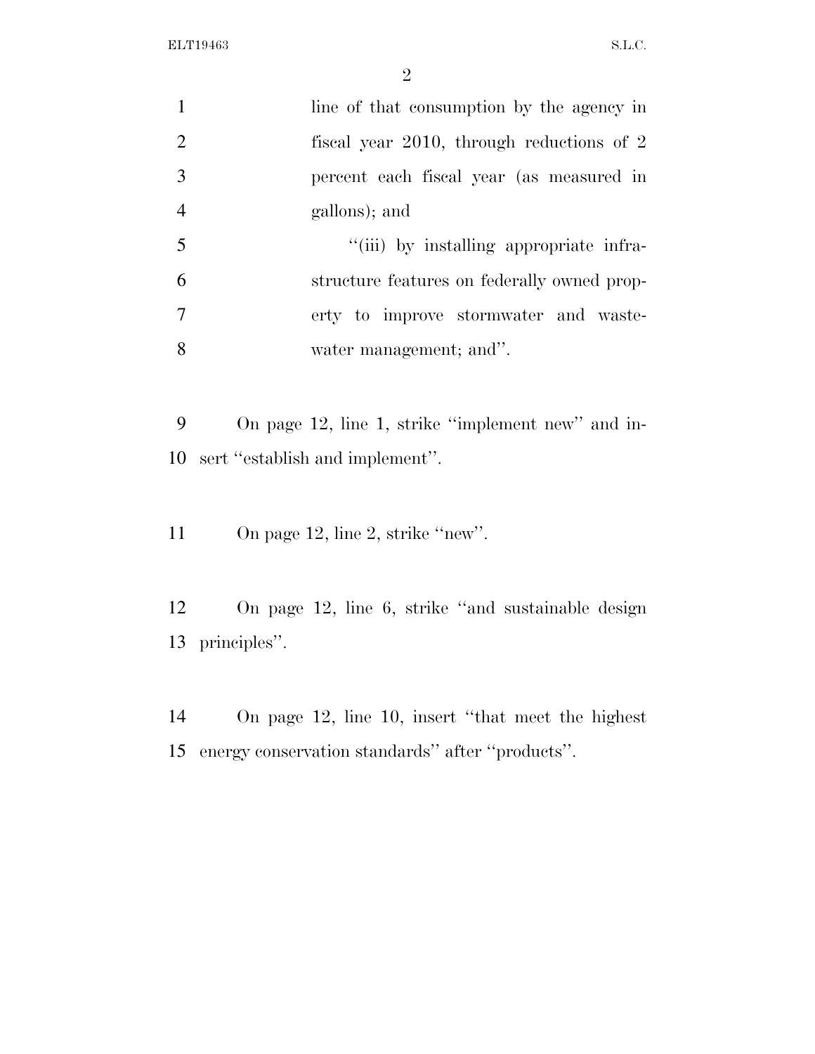line of that consumption by the agency in fiscal year 2010, through reductions of 2 percent each fiscal year (as measured in gallons); and

"(iii) by installing appropriate infrastructure features on federally owned property to improve stormwater and wastewater management; and".

On page 12, line 1, strike "implement new" and insert "establish and implement".

On page 12, line 2, strike "new".

On page 12, line 6, strike "and sustainable design principles".

On page 12, line 10, insert "that meet the highest energy conservation standards" after "products".